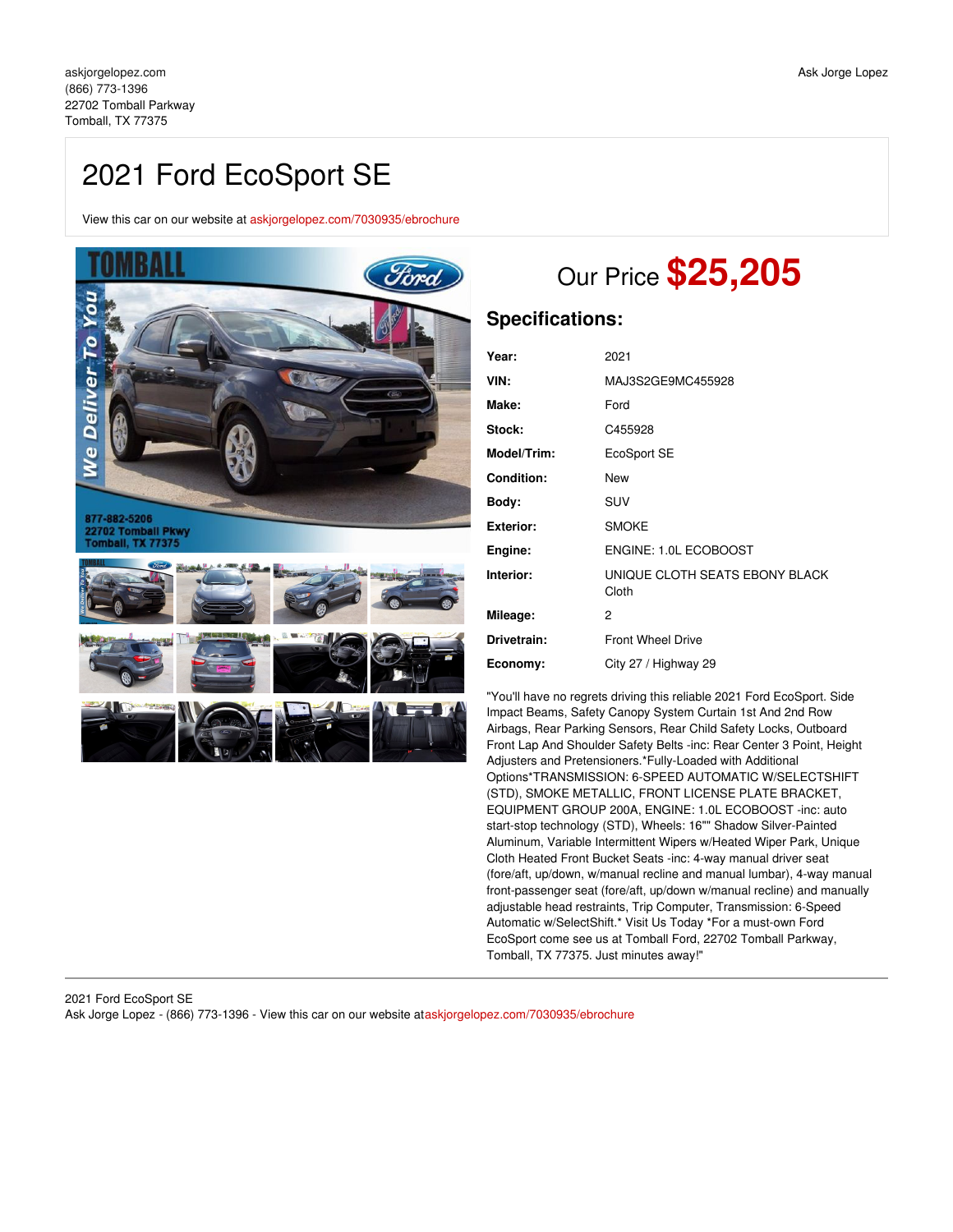askjorgelopez.com
(866) 773-1396
22702 Tomball Parkway
Tomball, TX 77375

Ask Jorge Lopez

# 2021 Ford EcoSport SE

View this car on our website at askjorgelopez.com/7030935/ebrochure

## Our Price **$25,205**

## Specifications:

| | |
|---|---|
| **Year:** | 2021 |
| **VIN:** | MAJ3S2GE9MC455928 |
| **Make:** | Ford |
| **Stock:** | C455928 |
| **Model/Trim:** | EcoSport SE |
| **Condition:** | New |
| **Body:** | SUV |
| **Exterior:** | SMOKE |
| **Engine:** | ENGINE: 1.0L ECOBOOST |
| **Interior:** | UNIQUE CLOTH SEATS EBONY BLACK Cloth |
| **Mileage:** | 2 |
| **Drivetrain:** | Front Wheel Drive |
| **Economy:** | City 27 / Highway 29 |

"You'll have no regrets driving this reliable 2021 Ford EcoSport. Side Impact Beams, Safety Canopy System Curtain 1st And 2nd Row Airbags, Rear Parking Sensors, Rear Child Safety Locks, Outboard Front Lap And Shoulder Safety Belts -inc: Rear Center 3 Point, Height Adjusters and Pretensioners.*Fully-Loaded with Additional Options*TRANSMISSION: 6-SPEED AUTOMATIC W/SELECTSHIFT (STD), SMOKE METALLIC, FRONT LICENSE PLATE BRACKET, EQUIPMENT GROUP 200A, ENGINE: 1.0L ECOBOOST -inc: auto start-stop technology (STD), Wheels: 16"" Shadow Silver-Painted Aluminum, Variable Intermittent Wipers w/Heated Wiper Park, Unique Cloth Heated Front Bucket Seats -inc: 4-way manual driver seat (fore/aft, up/down, w/manual recline and manual lumbar), 4-way manual front-passenger seat (fore/aft, up/down w/manual recline) and manually adjustable head restraints, Trip Computer, Transmission: 6-Speed Automatic w/SelectShift.* Visit Us Today *For a must-own Ford EcoSport come see us at Tomball Ford, 22702 Tomball Parkway, Tomball, TX 77375. Just minutes away!"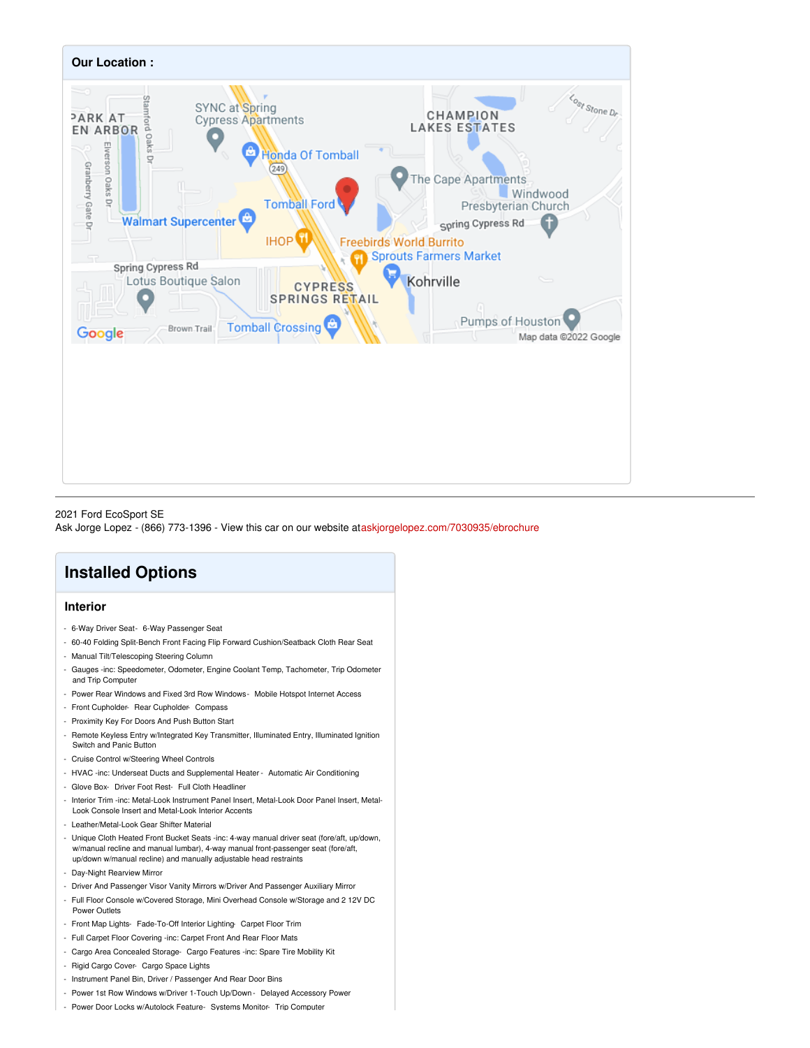## Our Location :

2021 Ford EcoSport SE
Ask Jorge Lopez - (866) 773-1396 - View this car on our website at askjorgelopez.com/7030935/ebrochure

# Installed Options

## Interior

- 6-Way Driver Seat - 6-Way Passenger Seat
- 60-40 Folding Split-Bench Front Facing Flip Forward Cushion/Seatback Cloth Rear Seat
- Manual Tilt/Telescoping Steering Column
- Gauges -inc: Speedometer, Odometer, Engine Coolant Temp, Tachometer, Trip Odometer and Trip Computer
- Power Rear Windows and Fixed 3rd Row Windows - Mobile Hotspot Internet Access
- Front Cupholder - Rear Cupholder - Compass
- Proximity Key For Doors And Push Button Start
- Remote Keyless Entry w/Integrated Key Transmitter, Illuminated Entry, Illuminated Ignition Switch and Panic Button
- Cruise Control w/Steering Wheel Controls
- HVAC -inc: Underseat Ducts and Supplemental Heater - Automatic Air Conditioning
- Glove Box - Driver Foot Rest - Full Cloth Headliner
- Interior Trim -inc: Metal-Look Instrument Panel Insert, Metal-Look Door Panel Insert, Metal-Look Console Insert and Metal-Look Interior Accents
- Leather/Metal-Look Gear Shifter Material
- Unique Cloth Heated Front Bucket Seats -inc: 4-way manual driver seat (fore/aft, up/down, w/manual recline and manual lumbar), 4-way manual front-passenger seat (fore/aft, up/down w/manual recline) and manually adjustable head restraints
- Day-Night Rearview Mirror
- Driver And Passenger Visor Vanity Mirrors w/Driver And Passenger Auxiliary Mirror
- Full Floor Console w/Covered Storage, Mini Overhead Console w/Storage and 2 12V DC Power Outlets
- Front Map Lights - Fade-To-Off Interior Lighting - Carpet Floor Trim
- Full Carpet Floor Covering -inc: Carpet Front And Rear Floor Mats
- Cargo Area Concealed Storage - Cargo Features -inc: Spare Tire Mobility Kit
- Rigid Cargo Cover - Cargo Space Lights
- Instrument Panel Bin, Driver / Passenger And Rear Door Bins
- Power 1st Row Windows w/Driver 1-Touch Up/Down - Delayed Accessory Power
- Power Door Locks w/Autolock Feature - Systems Monitor - Trip Computer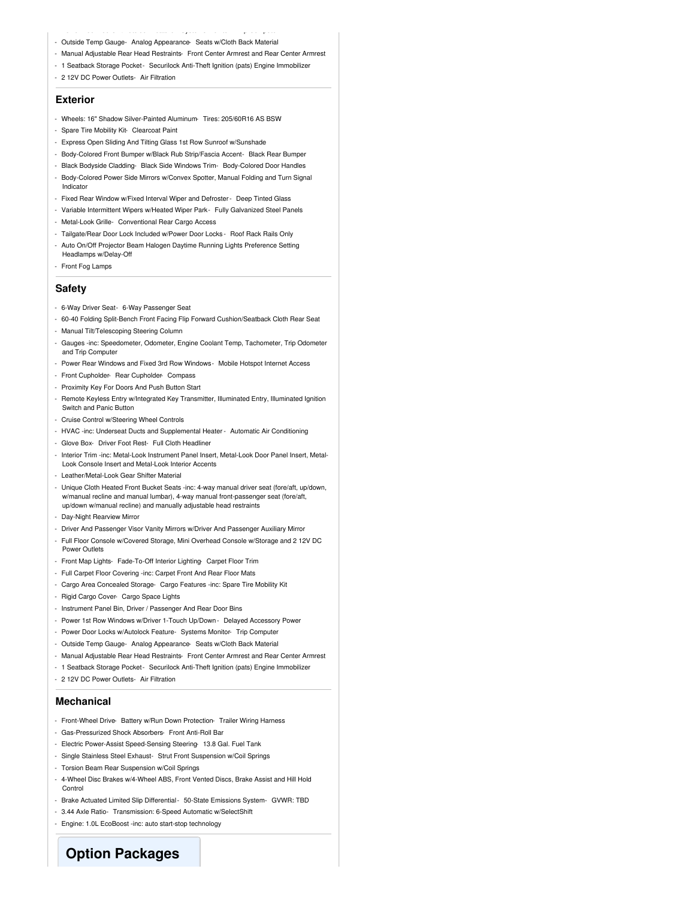- Outside Temp Gauge- Analog Appearance- Seats w/Cloth Back Material
- Manual Adjustable Rear Head Restraints- Front Center Armrest and Rear Center Armrest
- 1 Seatback Storage Pocket- Securilock Anti-Theft Ignition (pats) Engine Immobilizer
- 2 12V DC Power Outlets- Air Filtration

## Exterior

- Wheels: 16" Shadow Silver-Painted Aluminum- Tires: 205/60R16 AS BSW
- Spare Tire Mobility Kit- Clearcoat Paint
- Express Open Sliding And Tilting Glass 1st Row Sunroof w/Sunshade
- Body-Colored Front Bumper w/Black Rub Strip/Fascia Accent- Black Rear Bumper
- Black Bodyside Cladding- Black Side Windows Trim- Body-Colored Door Handles
- Body-Colored Power Side Mirrors w/Convex Spotter, Manual Folding and Turn Signal Indicator
- Fixed Rear Window w/Fixed Interval Wiper and Defroster- Deep Tinted Glass
- Variable Intermittent Wipers w/Heated Wiper Park- Fully Galvanized Steel Panels
- Metal-Look Grille- Conventional Rear Cargo Access
- Tailgate/Rear Door Lock Included w/Power Door Locks- Roof Rack Rails Only
- Auto On/Off Projector Beam Halogen Daytime Running Lights Preference Setting Headlamps w/Delay-Off
- Front Fog Lamps

## Safety

- 6-Way Driver Seat- 6-Way Passenger Seat
- 60-40 Folding Split-Bench Front Facing Flip Forward Cushion/Seatback Cloth Rear Seat
- Manual Tilt/Telescoping Steering Column
- Gauges -inc: Speedometer, Odometer, Engine Coolant Temp, Tachometer, Trip Odometer and Trip Computer
- Power Rear Windows and Fixed 3rd Row Windows- Mobile Hotspot Internet Access
- Front Cupholder- Rear Cupholder- Compass
- Proximity Key For Doors And Push Button Start
- Remote Keyless Entry w/Integrated Key Transmitter, Illuminated Entry, Illuminated Ignition Switch and Panic Button
- Cruise Control w/Steering Wheel Controls
- HVAC -inc: Underseat Ducts and Supplemental Heater- Automatic Air Conditioning
- Glove Box- Driver Foot Rest- Full Cloth Headliner
- Interior Trim -inc: Metal-Look Instrument Panel Insert, Metal-Look Door Panel Insert, Metal-Look Console Insert and Metal-Look Interior Accents
- Leather/Metal-Look Gear Shifter Material
- Unique Cloth Heated Front Bucket Seats -inc: 4-way manual driver seat (fore/aft, up/down, w/manual recline and manual lumbar), 4-way manual front-passenger seat (fore/aft, up/down w/manual recline) and manually adjustable head restraints
- Day-Night Rearview Mirror
- Driver And Passenger Visor Vanity Mirrors w/Driver And Passenger Auxiliary Mirror
- Full Floor Console w/Covered Storage, Mini Overhead Console w/Storage and 2 12V DC Power Outlets
- Front Map Lights- Fade-To-Off Interior Lighting- Carpet Floor Trim
- Full Carpet Floor Covering -inc: Carpet Front And Rear Floor Mats
- Cargo Area Concealed Storage- Cargo Features -inc: Spare Tire Mobility Kit
- Rigid Cargo Cover- Cargo Space Lights
- Instrument Panel Bin, Driver / Passenger And Rear Door Bins
- Power 1st Row Windows w/Driver 1-Touch Up/Down- Delayed Accessory Power
- Power Door Locks w/Autolock Feature- Systems Monitor- Trip Computer
- Outside Temp Gauge- Analog Appearance- Seats w/Cloth Back Material
- Manual Adjustable Rear Head Restraints- Front Center Armrest and Rear Center Armrest
- 1 Seatback Storage Pocket- Securilock Anti-Theft Ignition (pats) Engine Immobilizer
- 2 12V DC Power Outlets- Air Filtration

## Mechanical

- Front-Wheel Drive- Battery w/Run Down Protection- Trailer Wiring Harness
- Gas-Pressurized Shock Absorbers- Front Anti-Roll Bar
- Electric Power-Assist Speed-Sensing Steering- 13.8 Gal. Fuel Tank
- Single Stainless Steel Exhaust- Strut Front Suspension w/Coil Springs
- Torsion Beam Rear Suspension w/Coil Springs
- 4-Wheel Disc Brakes w/4-Wheel ABS, Front Vented Discs, Brake Assist and Hill Hold Control
- Brake Actuated Limited Slip Differential- 50-State Emissions System- GVWR: TBD
- 3.44 Axle Ratio- Transmission: 6-Speed Automatic w/SelectShift
- Engine: 1.0L EcoBoost -inc: auto start-stop technology

# Option Packages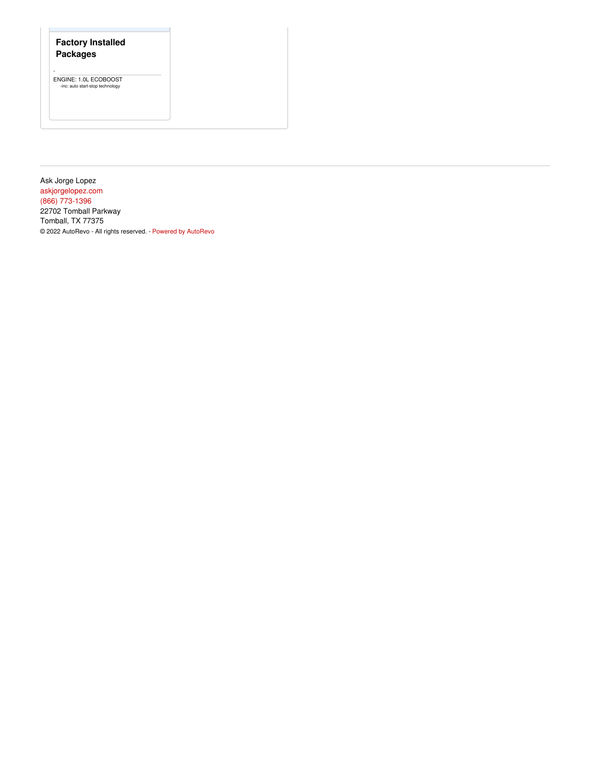### Factory Installed Packages

-

ENGINE: 1.0L ECOBOOST
-inc: auto start-stop technology

---

Ask Jorge Lopez
askjorgelopez.com
(866) 773-1396
22702 Tomball Parkway
Tomball, TX 77375
© 2022 AutoRevo - All rights reserved. - Powered by AutoRevo